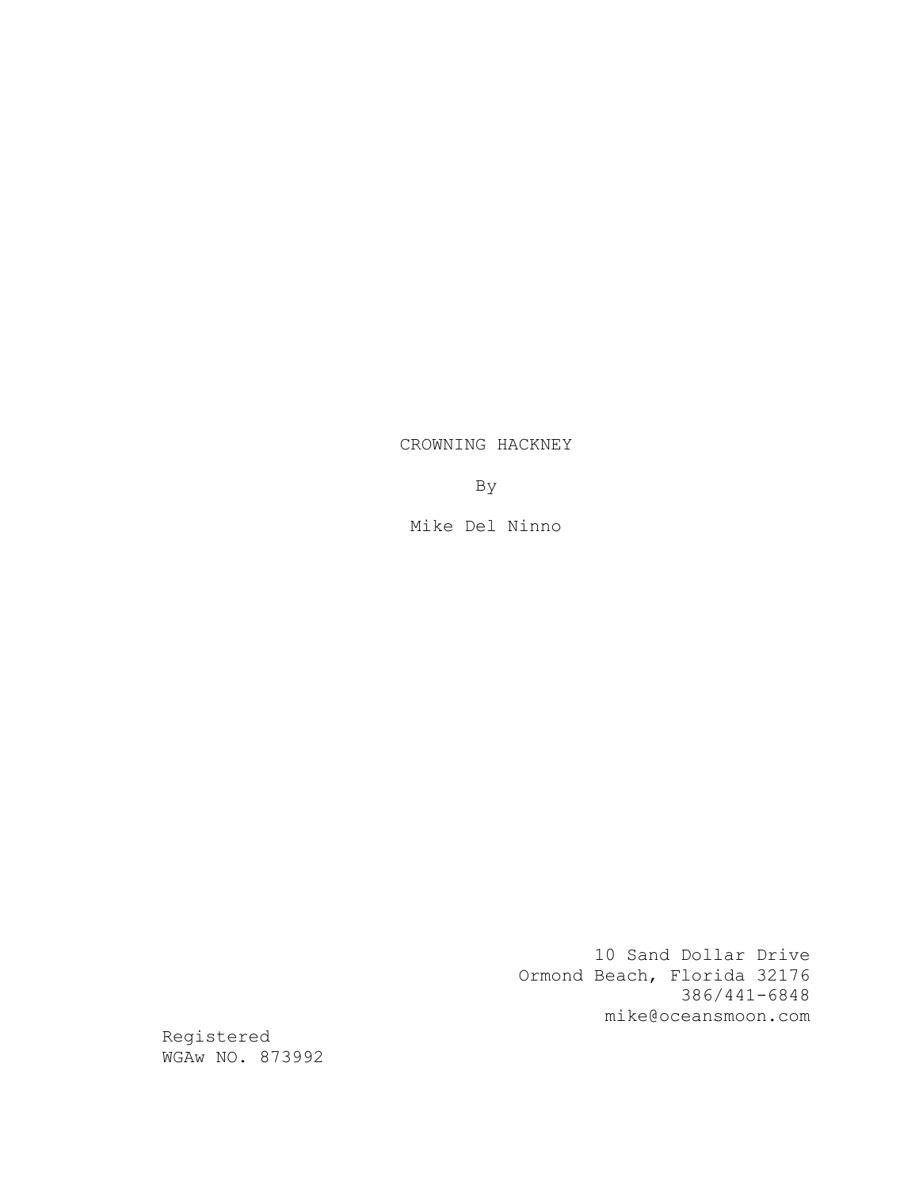# CROWNING HACKNEY

By

Mike Del Ninno

10 Sand Dollar Drive
Ormond Beach, Florida 32176
386/441-6848
mike@oceansmoon.com

Registered
WGAw NO. 873992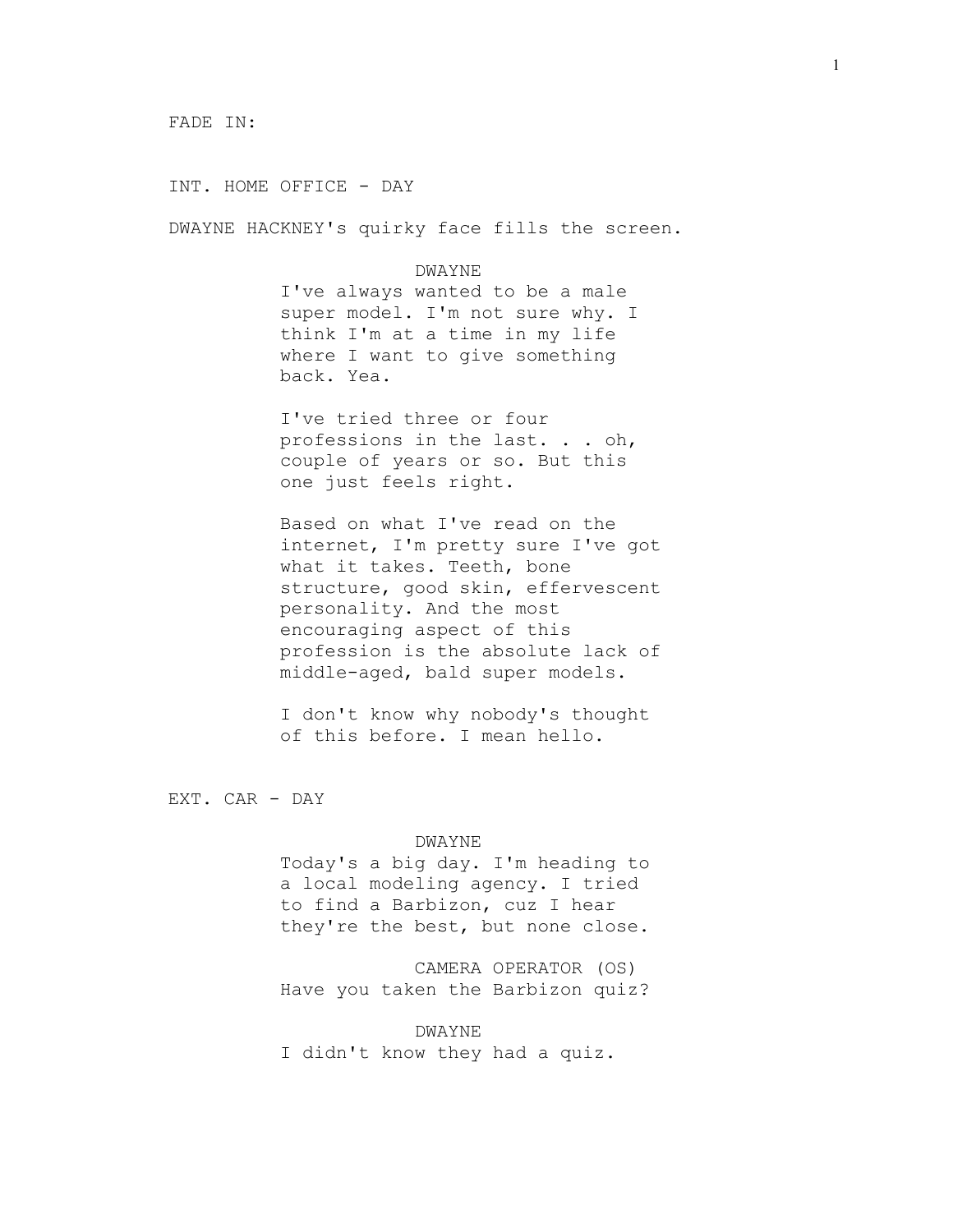FADE IN:

INT. HOME OFFICE - DAY

DWAYNE HACKNEY's quirky face fills the screen.

DWAYNE

I've always wanted to be a male super model. I'm not sure why. I think I'm at a time in my life where I want to give something back. Yea.

I've tried three or four professions in the last. . . oh, couple of years or so. But this one just feels right.

Based on what I've read on the internet, I'm pretty sure I've got what it takes. Teeth, bone structure, good skin, effervescent personality. And the most encouraging aspect of this profession is the absolute lack of middle-aged, bald super models.

I don't know why nobody's thought of this before. I mean hello.

EXT. CAR - DAY

DWAYNE

Today's a big day. I'm heading to a local modeling agency. I tried to find a Barbizon, cuz I hear they're the best, but none close.

CAMERA OPERATOR (OS)

Have you taken the Barbizon quiz?

DWAYNE

I didn't know they had a quiz.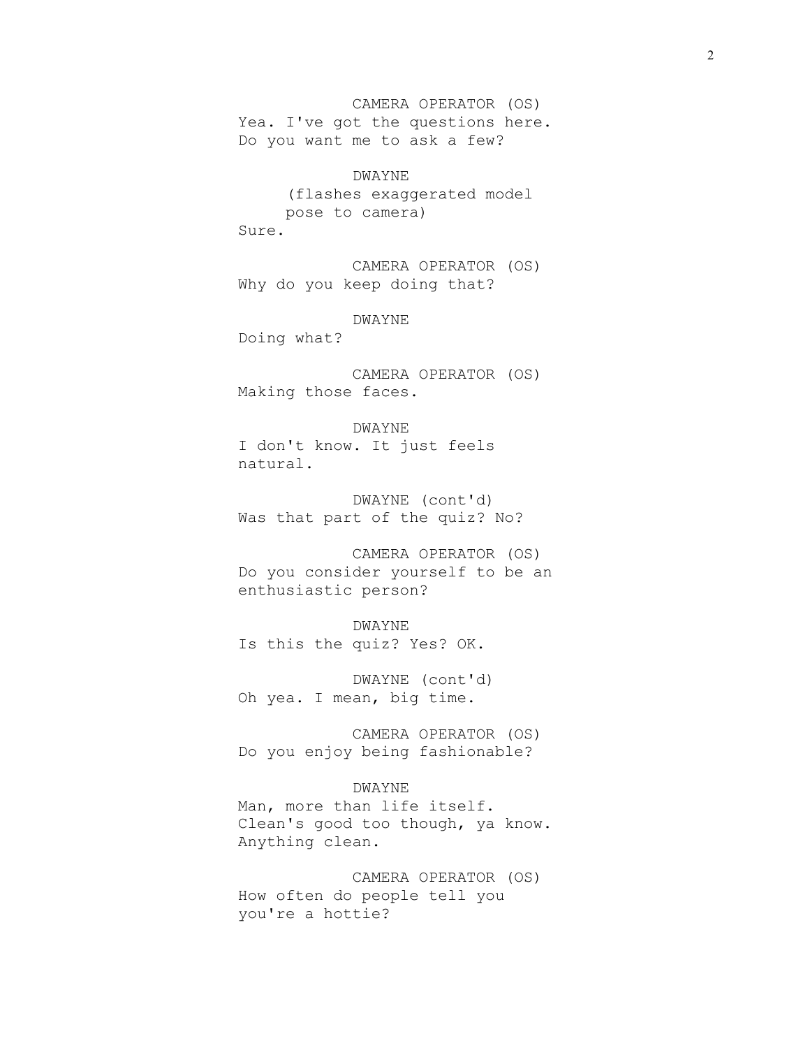CAMERA OPERATOR (OS)
Yea. I've got the questions here. Do you want me to ask a few?

DWAYNE
(flashes exaggerated model pose to camera)
Sure.

CAMERA OPERATOR (OS)
Why do you keep doing that?

DWAYNE
Doing what?

CAMERA OPERATOR (OS)
Making those faces.

DWAYNE
I don't know. It just feels natural.

DWAYNE (cont'd)
Was that part of the quiz? No?

CAMERA OPERATOR (OS)
Do you consider yourself to be an enthusiastic person?

DWAYNE
Is this the quiz? Yes? OK.

DWAYNE (cont'd)
Oh yea. I mean, big time.

CAMERA OPERATOR (OS)
Do you enjoy being fashionable?

DWAYNE
Man, more than life itself. Clean's good too though, ya know. Anything clean.

CAMERA OPERATOR (OS)
How often do people tell you you're a hottie?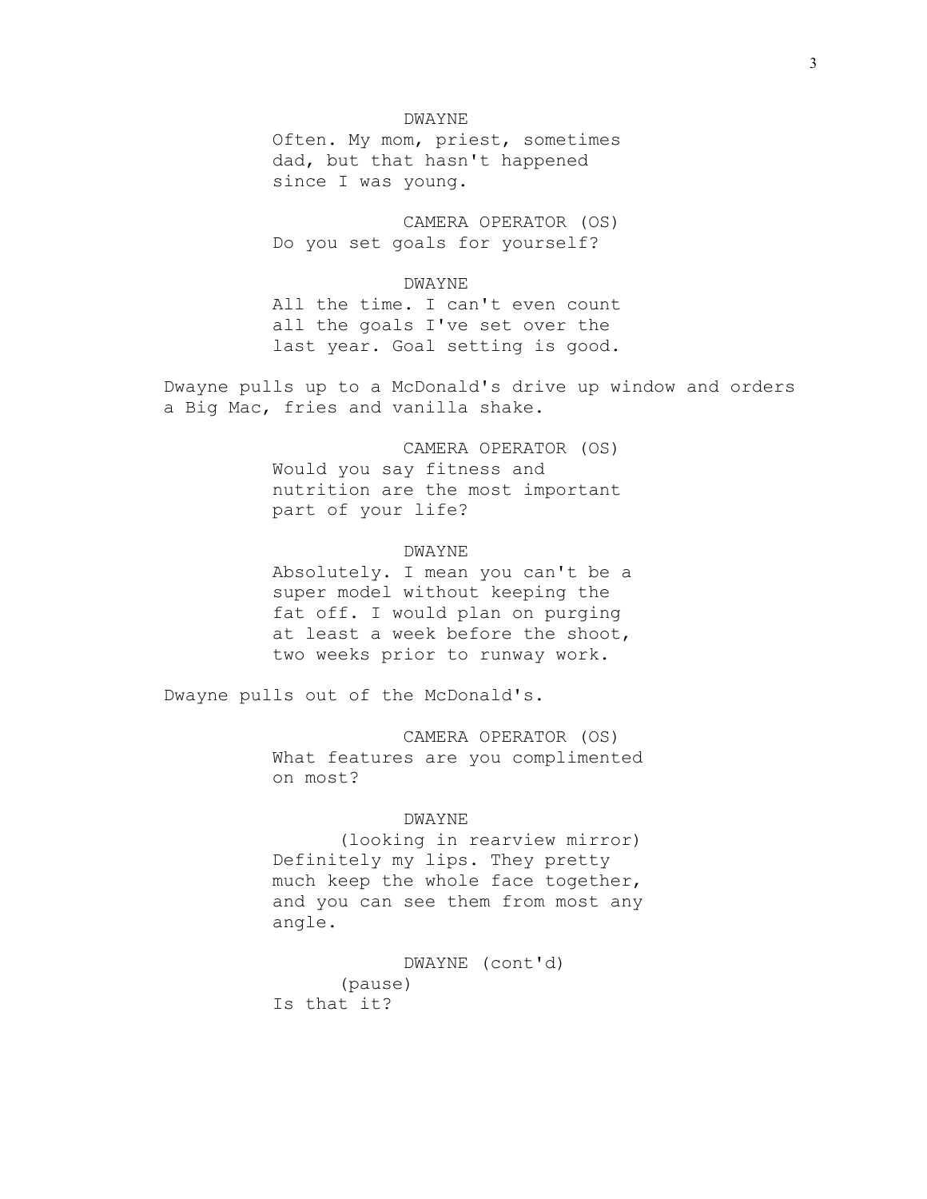DWAYNE

Often. My mom, priest, sometimes dad, but that hasn't happened since I was young.

CAMERA OPERATOR (OS)

Do you set goals for yourself?

DWAYNE

All the time. I can't even count all the goals I've set over the last year. Goal setting is good.

Dwayne pulls up to a McDonald's drive up window and orders a Big Mac, fries and vanilla shake.

CAMERA OPERATOR (OS)

Would you say fitness and nutrition are the most important part of your life?

DWAYNE

Absolutely. I mean you can't be a super model without keeping the fat off. I would plan on purging at least a week before the shoot, two weeks prior to runway work.

Dwayne pulls out of the McDonald's.

CAMERA OPERATOR (OS)

What features are you complimented on most?

DWAYNE

(looking in rearview mirror)

Definitely my lips. They pretty much keep the whole face together, and you can see them from most any angle.

DWAYNE (cont'd)

(pause)

Is that it?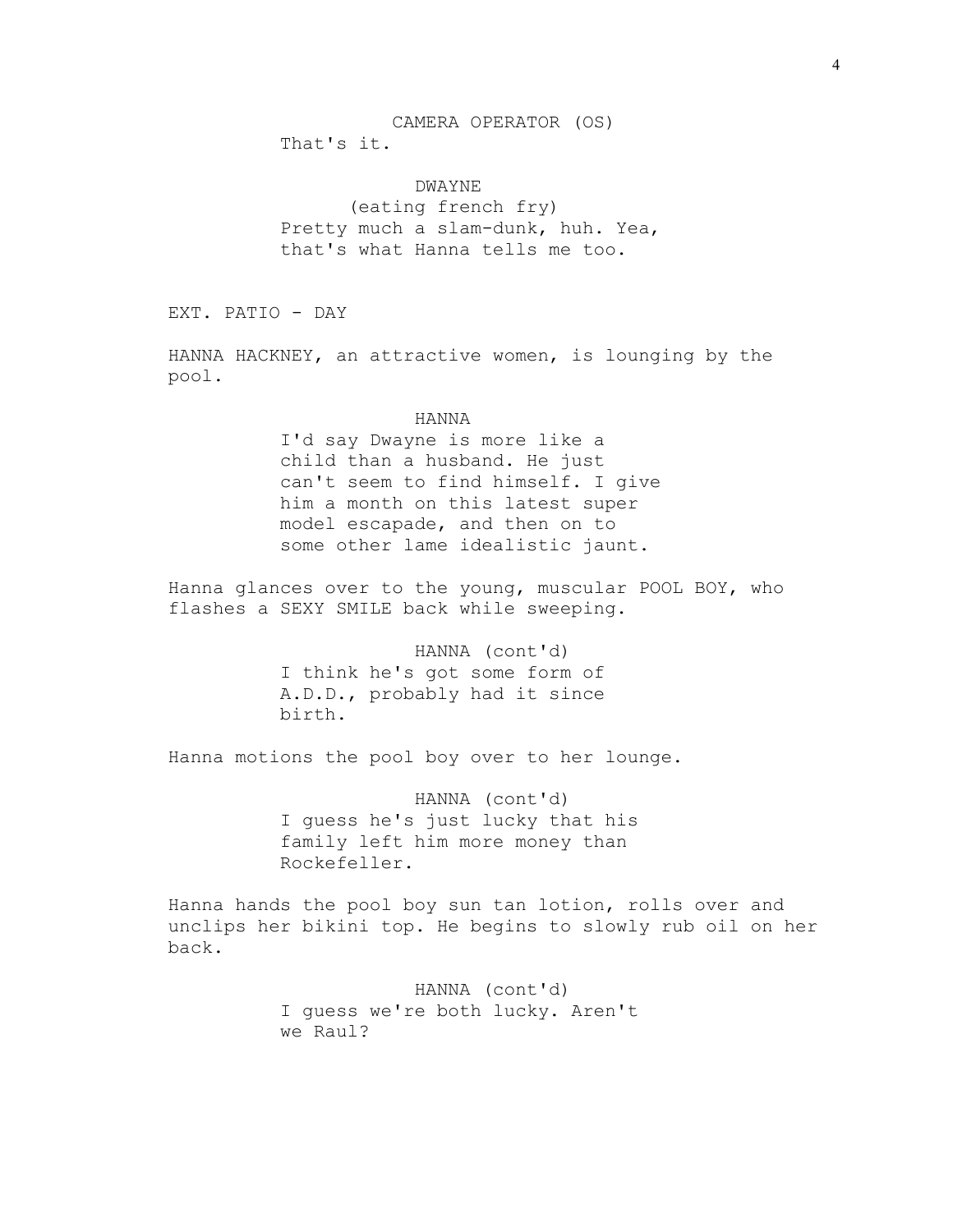CAMERA OPERATOR (OS)
That's it.

DWAYNE
(eating french fry)
Pretty much a slam-dunk, huh. Yea, that's what Hanna tells me too.

EXT. PATIO - DAY

HANNA HACKNEY, an attractive women, is lounging by the pool.

HANNA
I'd say Dwayne is more like a child than a husband. He just can't seem to find himself. I give him a month on this latest super model escapade, and then on to some other lame idealistic jaunt.

Hanna glances over to the young, muscular POOL BOY, who flashes a SEXY SMILE back while sweeping.

HANNA (cont'd)
I think he's got some form of A.D.D., probably had it since birth.

Hanna motions the pool boy over to her lounge.

HANNA (cont'd)
I guess he's just lucky that his family left him more money than Rockefeller.

Hanna hands the pool boy sun tan lotion, rolls over and unclips her bikini top. He begins to slowly rub oil on her back.

HANNA (cont'd)
I guess we're both lucky. Aren't we Raul?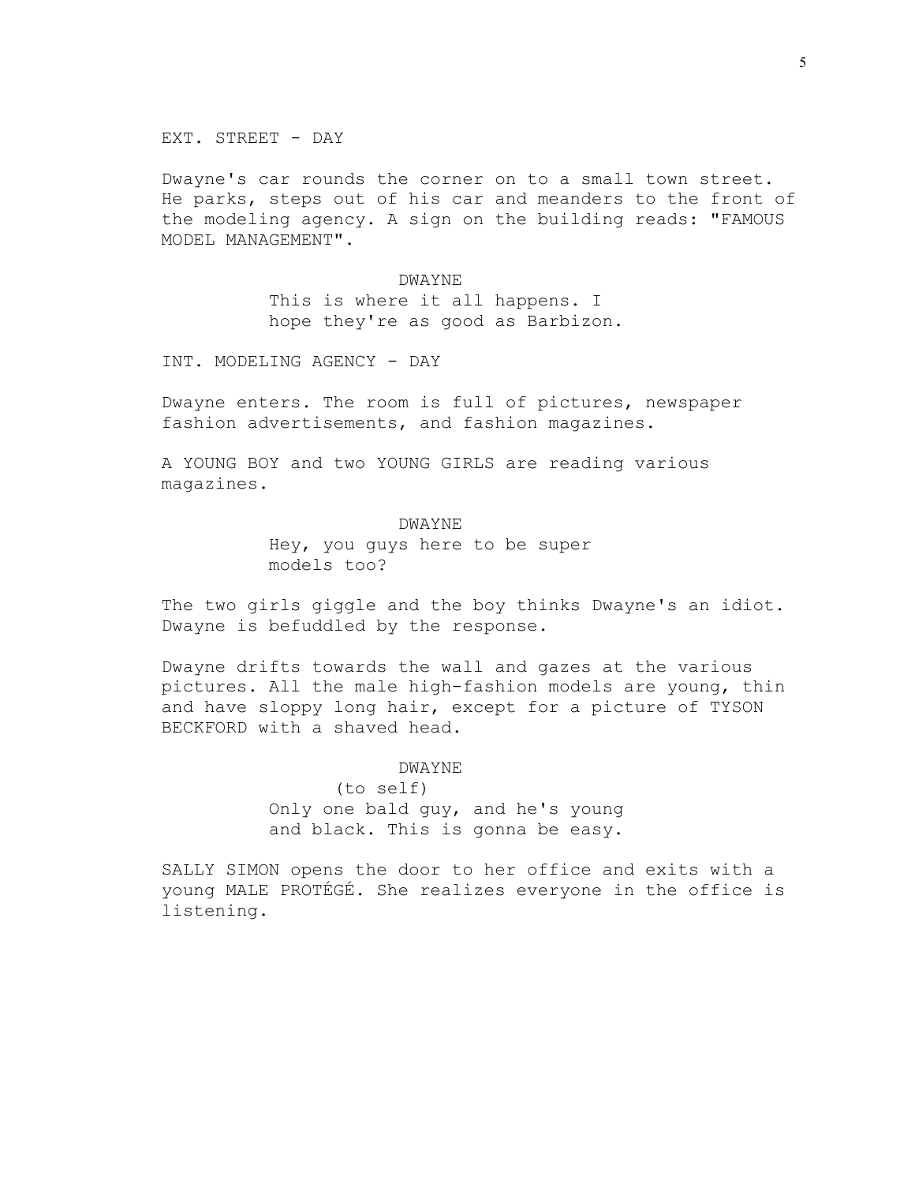EXT. STREET - DAY

Dwayne's car rounds the corner on to a small town street. He parks, steps out of his car and meanders to the front of the modeling agency. A sign on the building reads: "FAMOUS MODEL MANAGEMENT".

DWAYNE

This is where it all happens. I hope they're as good as Barbizon.

INT. MODELING AGENCY - DAY

Dwayne enters. The room is full of pictures, newspaper fashion advertisements, and fashion magazines.

A YOUNG BOY and two YOUNG GIRLS are reading various magazines.

DWAYNE

Hey, you guys here to be super models too?

The two girls giggle and the boy thinks Dwayne's an idiot. Dwayne is befuddled by the response.

Dwayne drifts towards the wall and gazes at the various pictures. All the male high-fashion models are young, thin and have sloppy long hair, except for a picture of TYSON BECKFORD with a shaved head.

DWAYNE

(to self)

Only one bald guy, and he's young and black. This is gonna be easy.

SALLY SIMON opens the door to her office and exits with a young MALE PROTÉGÉ. She realizes everyone in the office is listening.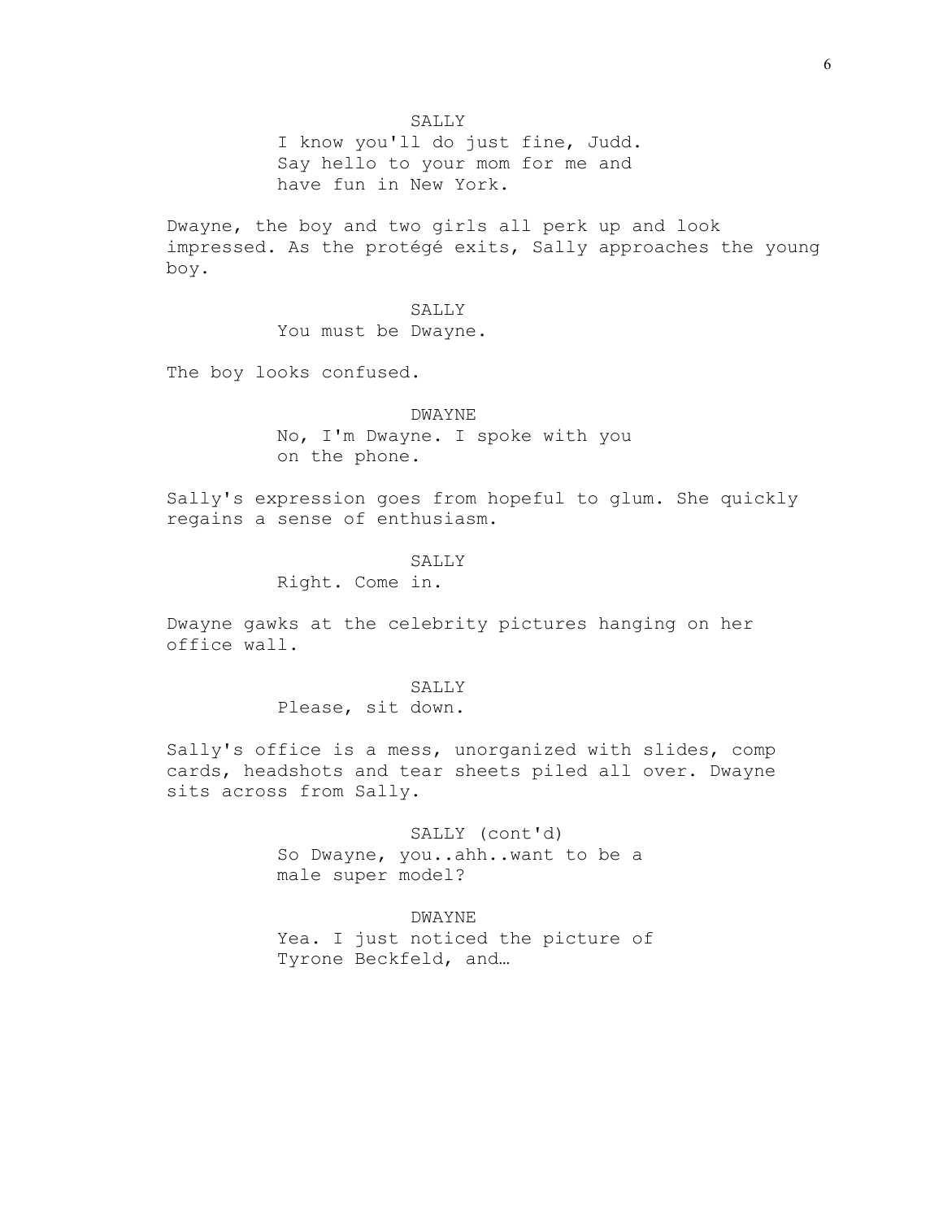SALLY
I know you'll do just fine, Judd.
Say hello to your mom for me and
have fun in New York.

Dwayne, the boy and two girls all perk up and look impressed. As the protégé exits, Sally approaches the young boy.

SALLY
You must be Dwayne.

The boy looks confused.

DWAYNE
No, I'm Dwayne. I spoke with you
on the phone.

Sally's expression goes from hopeful to glum. She quickly regains a sense of enthusiasm.

SALLY
Right. Come in.

Dwayne gawks at the celebrity pictures hanging on her office wall.

SALLY
Please, sit down.

Sally's office is a mess, unorganized with slides, comp cards, headshots and tear sheets piled all over. Dwayne sits across from Sally.

SALLY (cont'd)
So Dwayne, you..ahh..want to be a
male super model?

DWAYNE
Yea. I just noticed the picture of
Tyrone Beckfeld, and…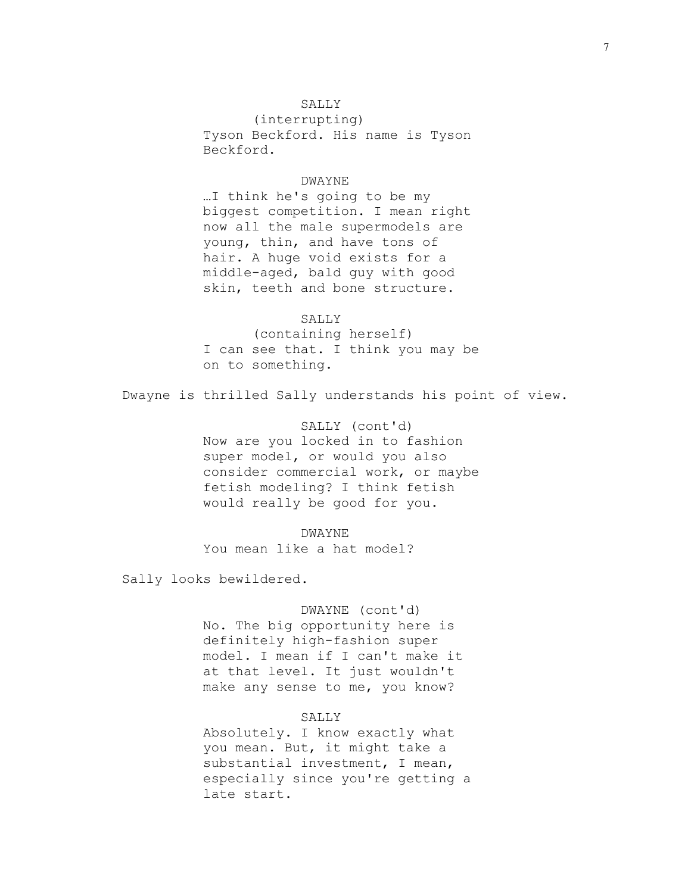SALLY
(interrupting)
Tyson Beckford. His name is Tyson Beckford.

DWAYNE
…I think he's going to be my biggest competition. I mean right now all the male supermodels are young, thin, and have tons of hair. A huge void exists for a middle-aged, bald guy with good skin, teeth and bone structure.

SALLY
(containing herself)
I can see that. I think you may be on to something.

Dwayne is thrilled Sally understands his point of view.

SALLY (cont'd)
Now are you locked in to fashion super model, or would you also consider commercial work, or maybe fetish modeling? I think fetish would really be good for you.

DWAYNE
You mean like a hat model?

Sally looks bewildered.

DWAYNE (cont'd)
No. The big opportunity here is definitely high-fashion super model. I mean if I can't make it at that level. It just wouldn't make any sense to me, you know?

SALLY
Absolutely. I know exactly what you mean. But, it might take a substantial investment, I mean, especially since you're getting a late start.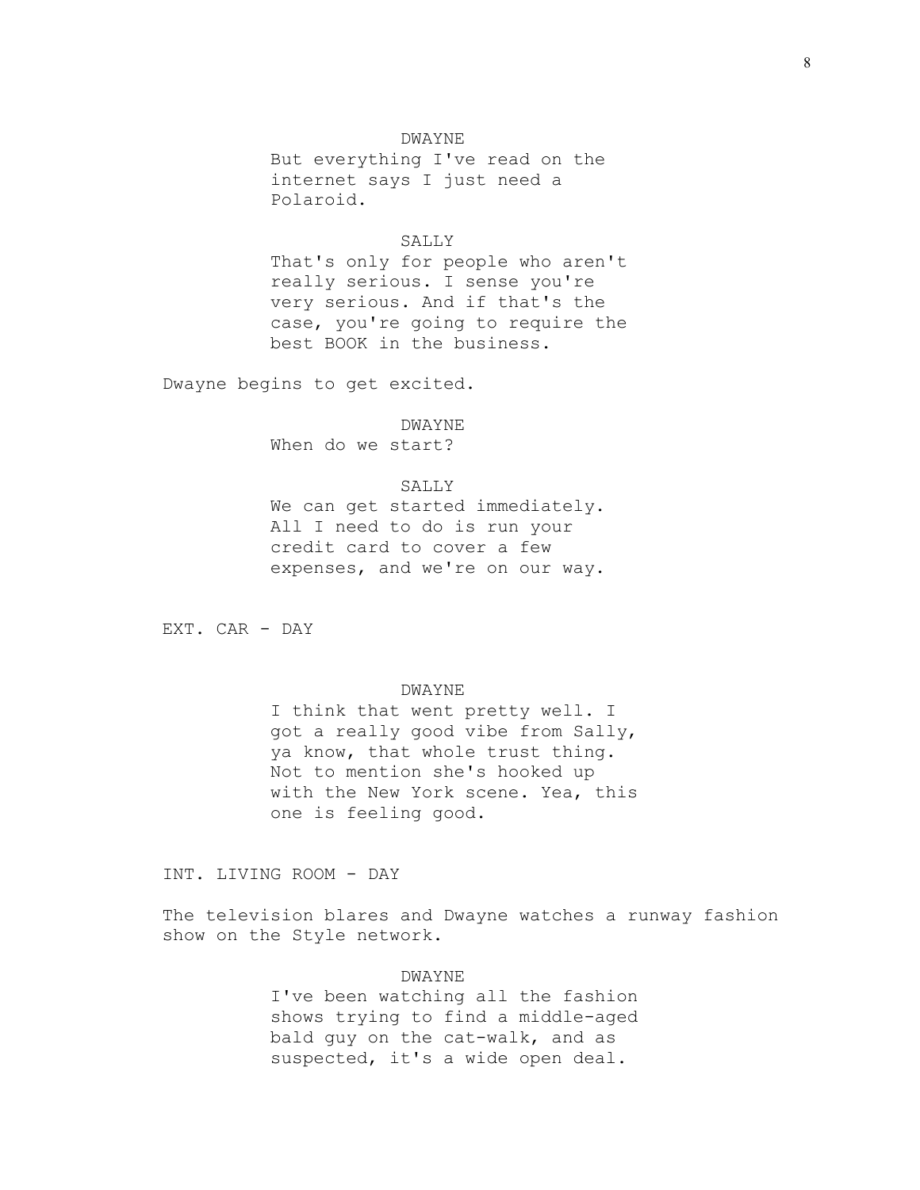DWAYNE

But everything I've read on the internet says I just need a Polaroid.

SALLY

That's only for people who aren't really serious. I sense you're very serious. And if that's the case, you're going to require the best BOOK in the business.

Dwayne begins to get excited.

DWAYNE

When do we start?

SALLY

We can get started immediately. All I need to do is run your credit card to cover a few expenses, and we're on our way.

EXT. CAR - DAY

DWAYNE

I think that went pretty well. I got a really good vibe from Sally, ya know, that whole trust thing. Not to mention she's hooked up with the New York scene. Yea, this one is feeling good.

INT. LIVING ROOM - DAY

The television blares and Dwayne watches a runway fashion show on the Style network.

DWAYNE

I've been watching all the fashion shows trying to find a middle-aged bald guy on the cat-walk, and as suspected, it's a wide open deal.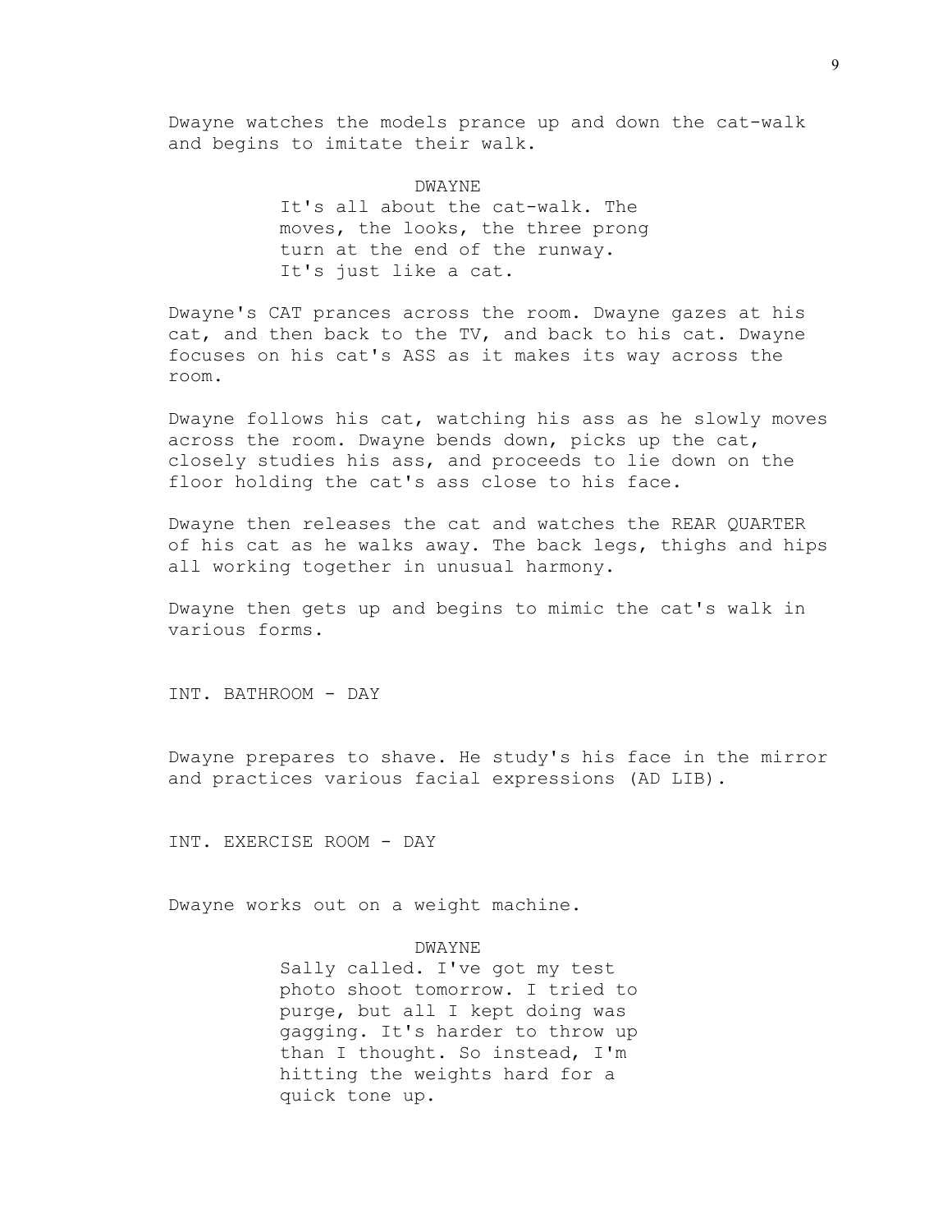Dwayne watches the models prance up and down the cat-walk and begins to imitate their walk.

DWAYNE

It's all about the cat-walk. The moves, the looks, the three prong turn at the end of the runway. It's just like a cat.

Dwayne's CAT prances across the room. Dwayne gazes at his cat, and then back to the TV, and back to his cat. Dwayne focuses on his cat's ASS as it makes its way across the room.

Dwayne follows his cat, watching his ass as he slowly moves across the room. Dwayne bends down, picks up the cat, closely studies his ass, and proceeds to lie down on the floor holding the cat's ass close to his face.

Dwayne then releases the cat and watches the REAR QUARTER of his cat as he walks away. The back legs, thighs and hips all working together in unusual harmony.

Dwayne then gets up and begins to mimic the cat's walk in various forms.

INT. BATHROOM - DAY

Dwayne prepares to shave. He study's his face in the mirror and practices various facial expressions (AD LIB).

INT. EXERCISE ROOM - DAY

Dwayne works out on a weight machine.

DWAYNE

Sally called. I've got my test photo shoot tomorrow. I tried to purge, but all I kept doing was gagging. It's harder to throw up than I thought. So instead, I'm hitting the weights hard for a quick tone up.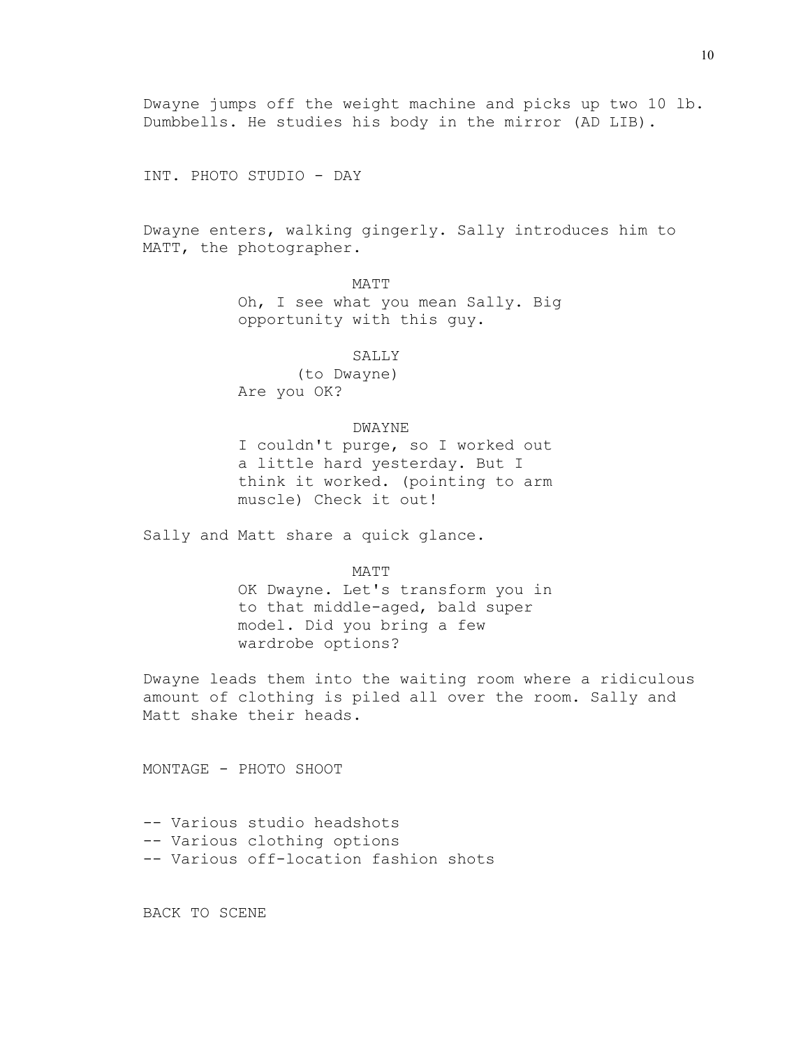Dwayne jumps off the weight machine and picks up two 10 lb. Dumbbells. He studies his body in the mirror (AD LIB).

INT. PHOTO STUDIO - DAY

Dwayne enters, walking gingerly. Sally introduces him to MATT, the photographer.

MATT
Oh, I see what you mean Sally. Big opportunity with this guy.

SALLY
(to Dwayne)
Are you OK?

DWAYNE
I couldn't purge, so I worked out a little hard yesterday. But I think it worked. (pointing to arm muscle) Check it out!

Sally and Matt share a quick glance.

MATT
OK Dwayne. Let's transform you in to that middle-aged, bald super model. Did you bring a few wardrobe options?

Dwayne leads them into the waiting room where a ridiculous amount of clothing is piled all over the room. Sally and Matt shake their heads.

MONTAGE - PHOTO SHOOT

-- Various studio headshots
-- Various clothing options
-- Various off-location fashion shots

BACK TO SCENE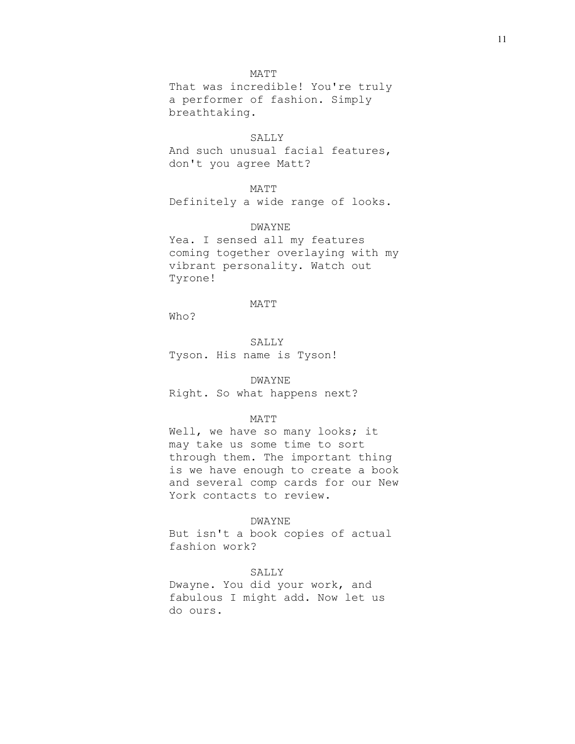MATT

That was incredible! You're truly a performer of fashion. Simply breathtaking.

SALLY

And such unusual facial features, don't you agree Matt?

MATT

Definitely a wide range of looks.

DWAYNE

Yea. I sensed all my features coming together overlaying with my vibrant personality. Watch out Tyrone!

MATT

Who?

SALLY

Tyson. His name is Tyson!

DWAYNE

Right. So what happens next?

MATT

Well, we have so many looks; it may take us some time to sort through them. The important thing is we have enough to create a book and several comp cards for our New York contacts to review.

DWAYNE

But isn't a book copies of actual fashion work?

SALLY

Dwayne. You did your work, and fabulous I might add. Now let us do ours.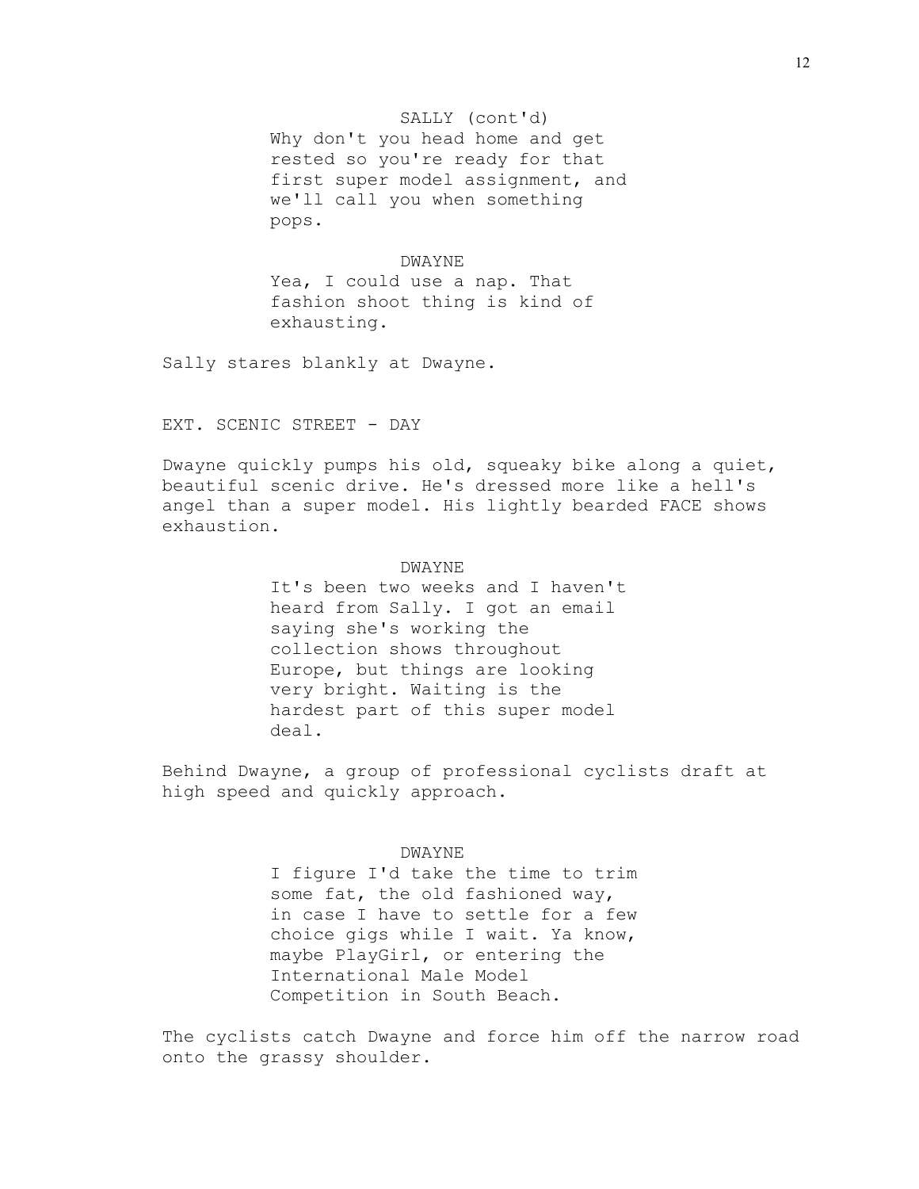SALLY (cont'd)
Why don't you head home and get rested so you're ready for that first super model assignment, and we'll call you when something pops.

DWAYNE
Yea, I could use a nap. That fashion shoot thing is kind of exhausting.

Sally stares blankly at Dwayne.

EXT. SCENIC STREET - DAY

Dwayne quickly pumps his old, squeaky bike along a quiet, beautiful scenic drive. He's dressed more like a hell's angel than a super model. His lightly bearded FACE shows exhaustion.

DWAYNE
It's been two weeks and I haven't heard from Sally. I got an email saying she's working the collection shows throughout Europe, but things are looking very bright. Waiting is the hardest part of this super model deal.

Behind Dwayne, a group of professional cyclists draft at high speed and quickly approach.

DWAYNE
I figure I'd take the time to trim some fat, the old fashioned way, in case I have to settle for a few choice gigs while I wait. Ya know, maybe PlayGirl, or entering the International Male Model Competition in South Beach.

The cyclists catch Dwayne and force him off the narrow road onto the grassy shoulder.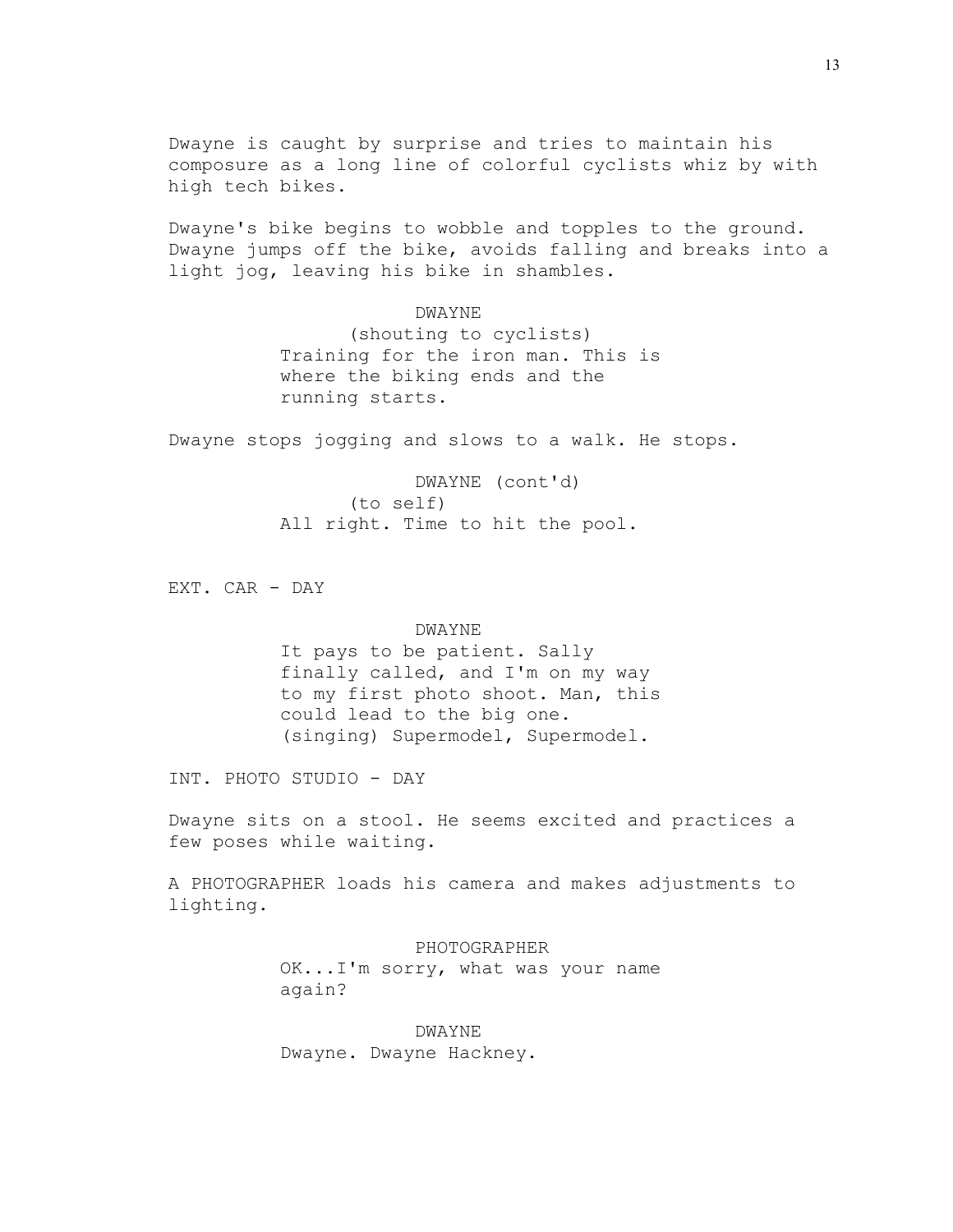Dwayne is caught by surprise and tries to maintain his composure as a long line of colorful cyclists whiz by with high tech bikes.

Dwayne's bike begins to wobble and topples to the ground. Dwayne jumps off the bike, avoids falling and breaks into a light jog, leaving his bike in shambles.

DWAYNE
(shouting to cyclists)
Training for the iron man. This is where the biking ends and the running starts.

Dwayne stops jogging and slows to a walk. He stops.

DWAYNE (cont'd)
(to self)
All right. Time to hit the pool.

EXT. CAR - DAY

DWAYNE
It pays to be patient. Sally finally called, and I'm on my way to my first photo shoot. Man, this could lead to the big one. (singing) Supermodel, Supermodel.

INT. PHOTO STUDIO - DAY

Dwayne sits on a stool. He seems excited and practices a few poses while waiting.

A PHOTOGRAPHER loads his camera and makes adjustments to lighting.

PHOTOGRAPHER
OK...I'm sorry, what was your name again?

DWAYNE
Dwayne. Dwayne Hackney.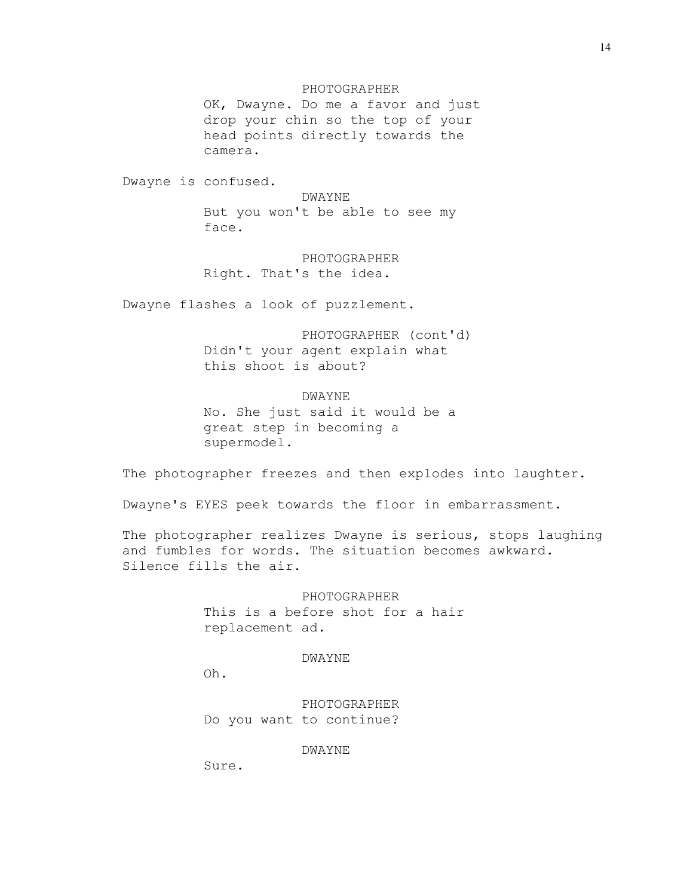PHOTOGRAPHER
OK, Dwayne. Do me a favor and just drop your chin so the top of your head points directly towards the camera.

Dwayne is confused.

DWAYNE
But you won't be able to see my face.

PHOTOGRAPHER
Right. That's the idea.

Dwayne flashes a look of puzzlement.

PHOTOGRAPHER (cont'd)
Didn't your agent explain what this shoot is about?

DWAYNE
No. She just said it would be a great step in becoming a supermodel.

The photographer freezes and then explodes into laughter.

Dwayne's EYES peek towards the floor in embarrassment.

The photographer realizes Dwayne is serious, stops laughing and fumbles for words. The situation becomes awkward. Silence fills the air.

PHOTOGRAPHER
This is a before shot for a hair replacement ad.

DWAYNE
Oh.

PHOTOGRAPHER
Do you want to continue?

DWAYNE
Sure.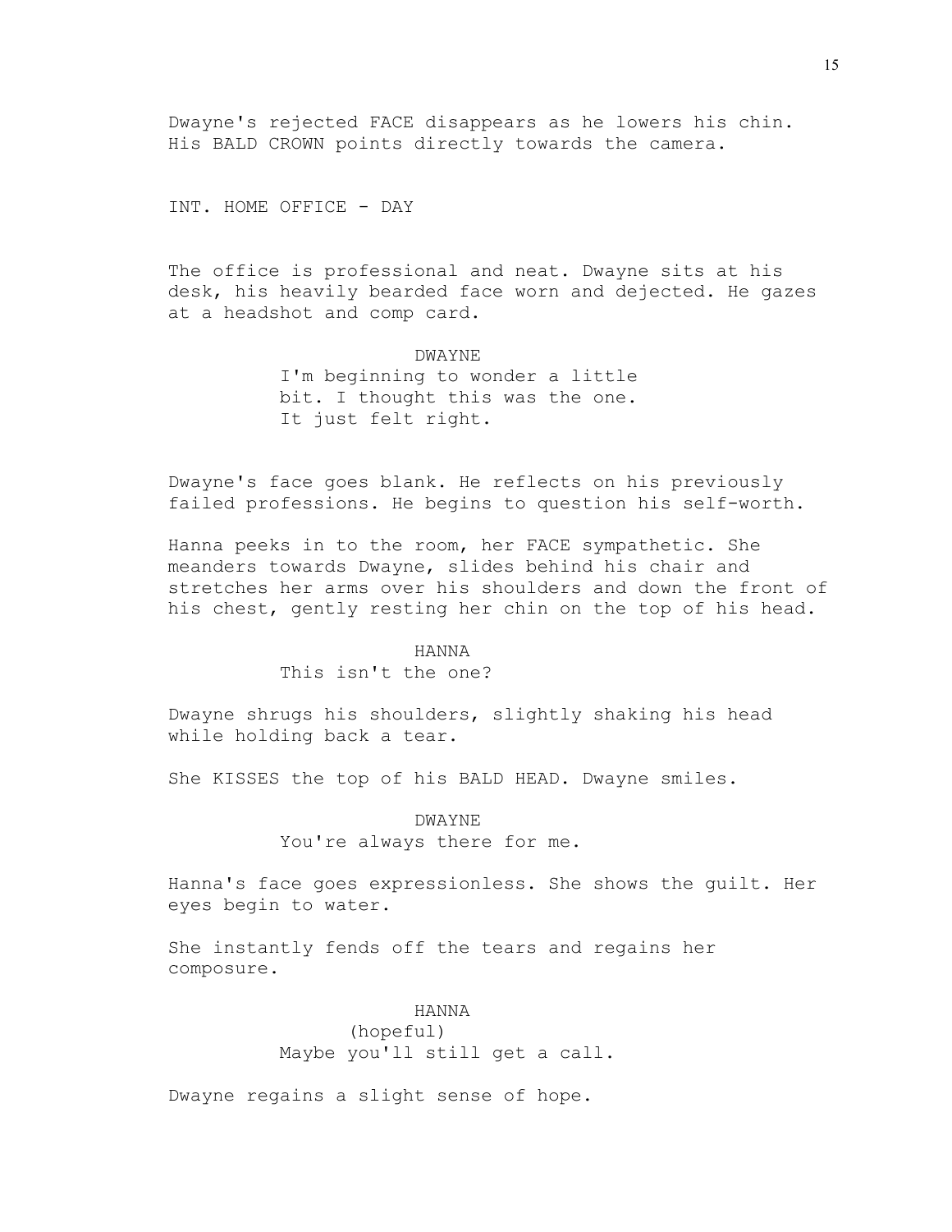Dwayne's rejected FACE disappears as he lowers his chin. His BALD CROWN points directly towards the camera.

INT. HOME OFFICE - DAY

The office is professional and neat. Dwayne sits at his desk, his heavily bearded face worn and dejected. He gazes at a headshot and comp card.

DWAYNE
I'm beginning to wonder a little bit. I thought this was the one. It just felt right.

Dwayne's face goes blank. He reflects on his previously failed professions. He begins to question his self-worth.

Hanna peeks in to the room, her FACE sympathetic. She meanders towards Dwayne, slides behind his chair and stretches her arms over his shoulders and down the front of his chest, gently resting her chin on the top of his head.

HANNA
This isn't the one?

Dwayne shrugs his shoulders, slightly shaking his head while holding back a tear.

She KISSES the top of his BALD HEAD. Dwayne smiles.

DWAYNE
You're always there for me.

Hanna's face goes expressionless. She shows the guilt. Her eyes begin to water.

She instantly fends off the tears and regains her composure.

HANNA
(hopeful)
Maybe you'll still get a call.

Dwayne regains a slight sense of hope.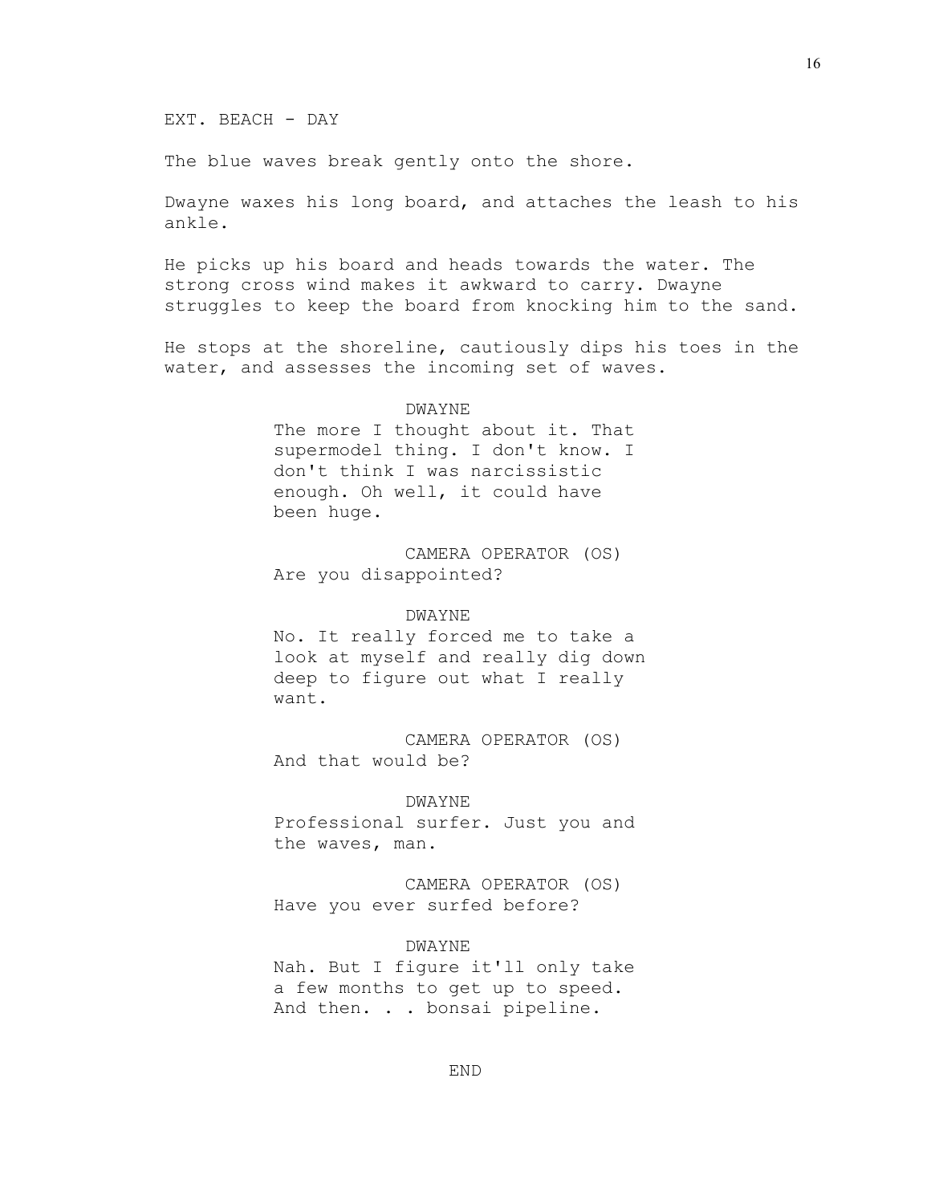EXT. BEACH - DAY

The blue waves break gently onto the shore.

Dwayne waxes his long board, and attaches the leash to his ankle.

He picks up his board and heads towards the water. The strong cross wind makes it awkward to carry. Dwayne struggles to keep the board from knocking him to the sand.

He stops at the shoreline, cautiously dips his toes in the water, and assesses the incoming set of waves.

DWAYNE
The more I thought about it. That supermodel thing. I don't know. I don't think I was narcissistic enough. Oh well, it could have been huge.

CAMERA OPERATOR (OS)
Are you disappointed?

DWAYNE
No. It really forced me to take a look at myself and really dig down deep to figure out what I really want.

CAMERA OPERATOR (OS)
And that would be?

DWAYNE
Professional surfer. Just you and the waves, man.

CAMERA OPERATOR (OS)
Have you ever surfed before?

DWAYNE
Nah. But I figure it'll only take a few months to get up to speed. And then. . . bonsai pipeline.

END